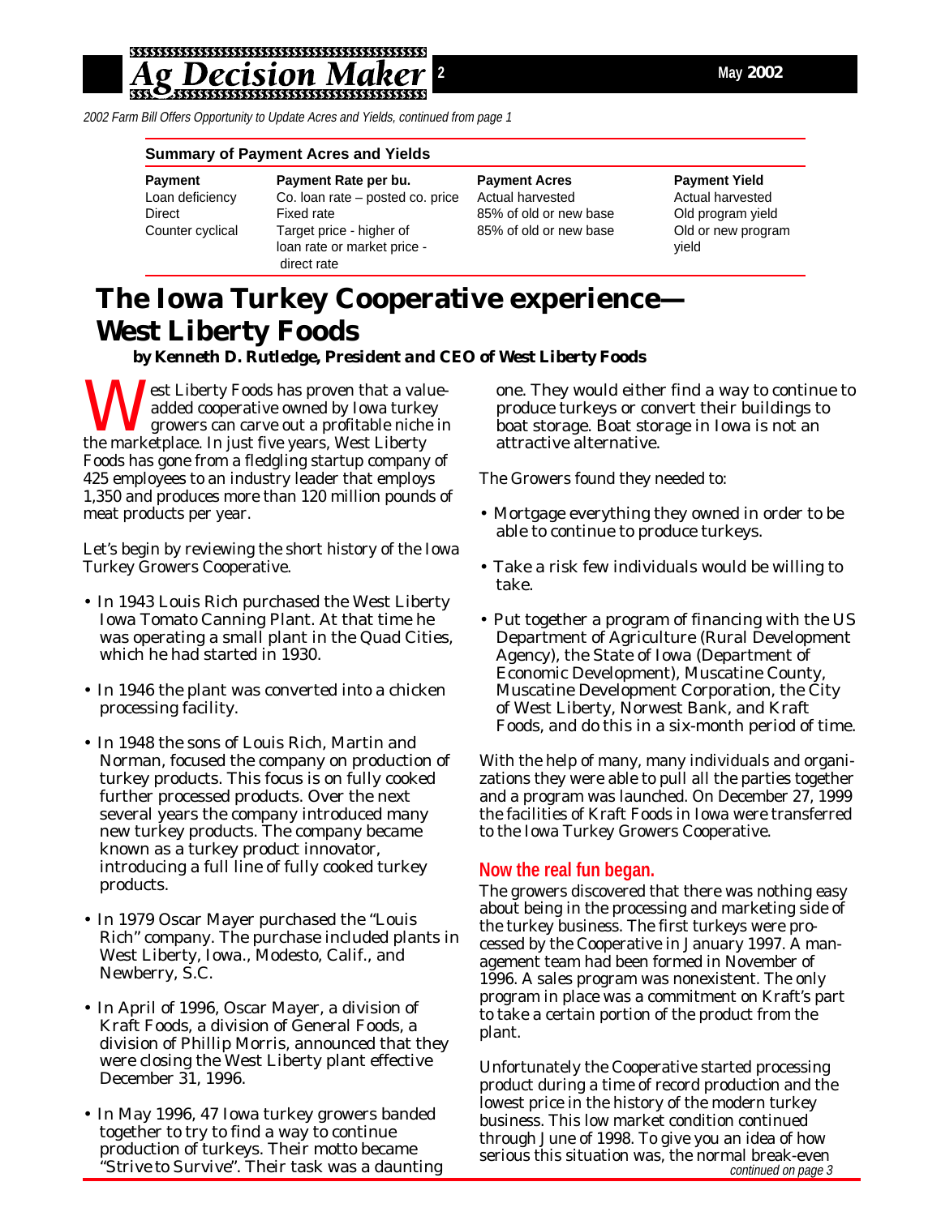*2002 Farm Bill Offers Opportunity to Update Acres and Yields, continued from page 1*

**Summary of Payment Acres and Yields**

| Payment | Payment Rate per bu. | Payment Acres | Payment Yield |
|---|---|---|---|
| Loan deficiency | Co. loan rate – posted co. price | Actual harvested | Actual harvested |
| Direct | Fixed rate | 85% of old or new base | Old program yield |
| Counter cyclical | Target price - higher of loan rate or market price - direct rate | 85% of old or new base | Old or new program yield |

# The Iowa Turkey Cooperative experience— West Liberty Foods

***by Kenneth D. Rutledge, President and CEO of West Liberty Foods***

West Liberty Foods has proven that a value-added cooperative owned by Iowa turkey growers can carve out a profitable niche in the marketplace. In just five years, West Liberty Foods has gone from a fledgling startup company of 425 employees to an industry leader that employs 1,350 and produces more than 120 million pounds of meat products per year.

Let's begin by reviewing the short history of the Iowa Turkey Growers Cooperative.

- In 1943 Louis Rich purchased the West Liberty Iowa Tomato Canning Plant. At that time he was operating a small plant in the Quad Cities, which he had started in 1930.
- In 1946 the plant was converted into a chicken processing facility.
- In 1948 the sons of Louis Rich, Martin and Norman, focused the company on production of turkey products. This focus is on fully cooked further processed products. Over the next several years the company introduced many new turkey products. The company became known as a turkey product innovator, introducing a full line of fully cooked turkey products.
- In 1979 Oscar Mayer purchased the "Louis Rich" company. The purchase included plants in West Liberty, Iowa., Modesto, Calif., and Newberry, S.C.
- In April of 1996, Oscar Mayer, a division of Kraft Foods, a division of General Foods, a division of Phillip Morris, announced that they were closing the West Liberty plant effective December 31, 1996.
- In May 1996, 47 Iowa turkey growers banded together to try to find a way to continue production of turkeys. Their motto became "Strive to Survive". Their task was a daunting one. They would either find a way to continue to produce turkeys or convert their buildings to boat storage. Boat storage in Iowa is not an attractive alternative.

The Growers found they needed to:

- Mortgage everything they owned in order to be able to continue to produce turkeys.
- Take a risk few individuals would be willing to take.
- Put together a program of financing with the US Department of Agriculture (Rural Development Agency), the State of Iowa (Department of Economic Development), Muscatine County, Muscatine Development Corporation, the City of West Liberty, Norwest Bank, and Kraft Foods, and do this in a six-month period of time.

With the help of many, many individuals and organizations they were able to pull all the parties together and a program was launched. On December 27, 1999 the facilities of Kraft Foods in Iowa were transferred to the Iowa Turkey Growers Cooperative.

## Now the real fun began.

The growers discovered that there was nothing easy about being in the processing and marketing side of the turkey business. The first turkeys were processed by the Cooperative in January 1997. A management team had been formed in November of 1996. A sales program was nonexistent. The only program in place was a commitment on Kraft's part to take a certain portion of the product from the plant.

Unfortunately the Cooperative started processing product during a time of record production and the lowest price in the history of the modern turkey business. This low market condition continued through June of 1998. To give you an idea of how serious this situation was, the normal break-even

*continued on page 3*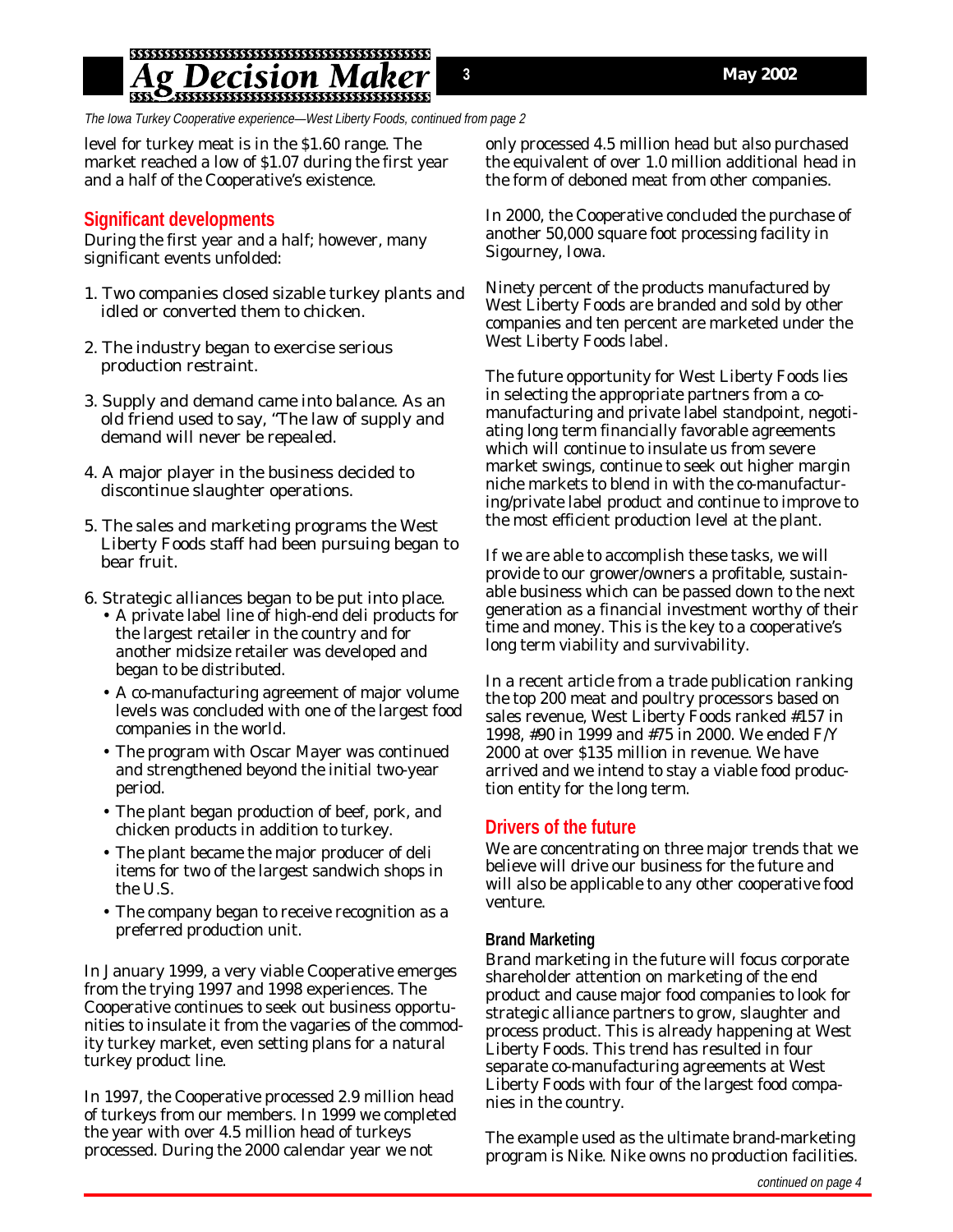*The Iowa Turkey Cooperative experience—West Liberty Foods, continued from page 2*

level for turkey meat is in the $1.60 range. The market reached a low of $1.07 during the first year and a half of the Cooperative's existence.

## Significant developments

During the first year and a half; however, many significant events unfolded:

1. Two companies closed sizable turkey plants and idled or converted them to chicken.
2. The industry began to exercise serious production restraint.
3. Supply and demand came into balance. As an old friend used to say, "The law of supply and demand will never be repealed.
4. A major player in the business decided to discontinue slaughter operations.
5. The sales and marketing programs the West Liberty Foods staff had been pursuing began to bear fruit.
6. Strategic alliances began to be put into place.
   - A private label line of high-end deli products for the largest retailer in the country and for another midsize retailer was developed and began to be distributed.
   - A co-manufacturing agreement of major volume levels was concluded with one of the largest food companies in the world.
   - The program with Oscar Mayer was continued and strengthened beyond the initial two-year period.
   - The plant began production of beef, pork, and chicken products in addition to turkey.
   - The plant became the major producer of deli items for two of the largest sandwich shops in the U.S.
   - The company began to receive recognition as a preferred production unit.

In January 1999, a very viable Cooperative emerges from the trying 1997 and 1998 experiences. The Cooperative continues to seek out business opportunities to insulate it from the vagaries of the commodity turkey market, even setting plans for a natural turkey product line.

In 1997, the Cooperative processed 2.9 million head of turkeys from our members. In 1999 we completed the year with over 4.5 million head of turkeys processed. During the 2000 calendar year we not only processed 4.5 million head but also purchased the equivalent of over 1.0 million additional head in the form of deboned meat from other companies.

In 2000, the Cooperative concluded the purchase of another 50,000 square foot processing facility in Sigourney, Iowa.

Ninety percent of the products manufactured by West Liberty Foods are branded and sold by other companies and ten percent are marketed under the West Liberty Foods label.

The future opportunity for West Liberty Foods lies in selecting the appropriate partners from a co-manufacturing and private label standpoint, negotiating long term financially favorable agreements which will continue to insulate us from severe market swings, continue to seek out higher margin niche markets to blend in with the co-manufacturing/private label product and continue to improve to the most efficient production level at the plant.

If we are able to accomplish these tasks, we will provide to our grower/owners a profitable, sustainable business which can be passed down to the next generation as a financial investment worthy of their time and money. This is the key to a cooperative's long term viability and survivability.

In a recent article from a trade publication ranking the top 200 meat and poultry processors based on sales revenue, West Liberty Foods ranked #157 in 1998, #90 in 1999 and #75 in 2000. We ended F/Y 2000 at over $135 million in revenue. We have arrived and we intend to stay a viable food production entity for the long term.

## Drivers of the future

We are concentrating on three major trends that we believe will drive our business for the future and will also be applicable to any other cooperative food venture.

### Brand Marketing

Brand marketing in the future will focus corporate shareholder attention on marketing of the end product and cause major food companies to look for strategic alliance partners to grow, slaughter and process product. This is already happening at West Liberty Foods. This trend has resulted in four separate co-manufacturing agreements at West Liberty Foods with four of the largest food companies in the country.

The example used as the ultimate brand-marketing program is Nike. Nike owns no production facilities.

*continued on page 4*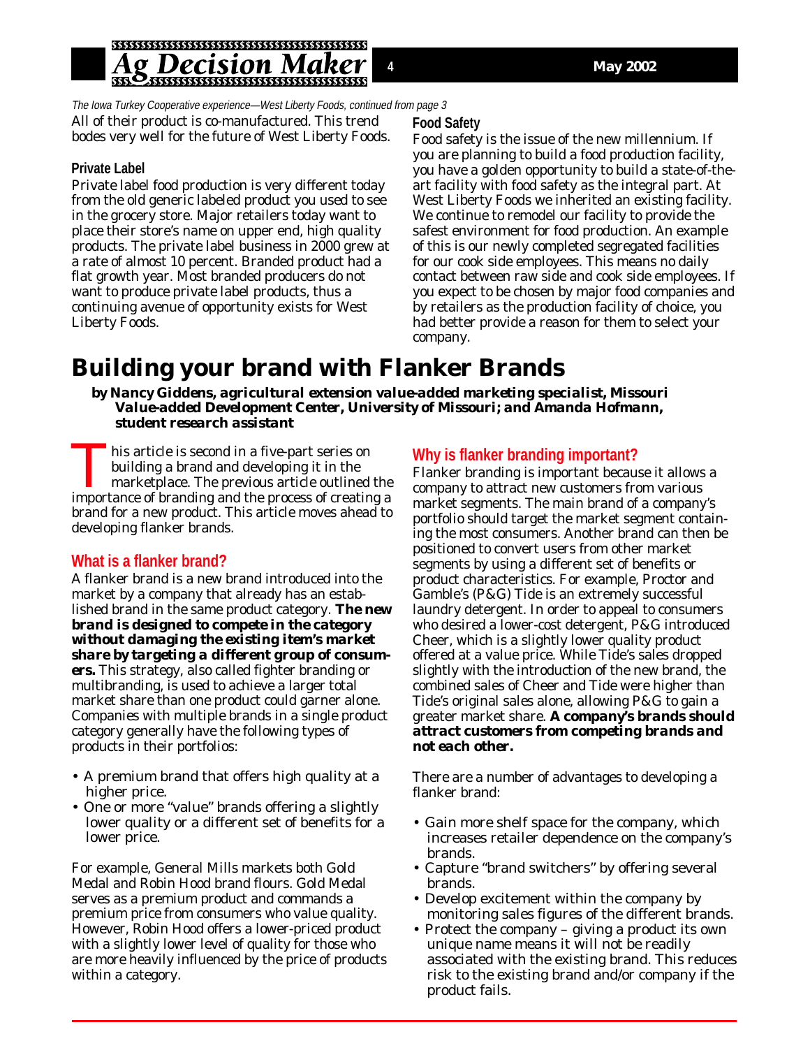*The Iowa Turkey Cooperative experience—West Liberty Foods, continued from page 3*

All of their product is co-manufactured. This trend bodes very well for the future of West Liberty Foods.

### Private Label

Private label food production is very different today from the old generic labeled product you used to see in the grocery store. Major retailers today want to place their store's name on upper end, high quality products. The private label business in 2000 grew at a rate of almost 10 percent. Branded product had a flat growth year. Most branded producers do not want to produce private label products, thus a continuing avenue of opportunity exists for West Liberty Foods.

### Food Safety

Food safety is the issue of the new millennium. If you are planning to build a food production facility, you have a golden opportunity to build a state-of-the-art facility with food safety as the integral part. At West Liberty Foods we inherited an existing facility. We continue to remodel our facility to provide the safest environment for food production. An example of this is our newly completed segregated facilities for our cook side employees. This means no daily contact between raw side and cook side employees. If you expect to be chosen by major food companies and by retailers as the production facility of choice, you had better provide a reason for them to select your company.

# Building your brand with Flanker Brands

***by Nancy Giddens, agricultural extension value-added marketing specialist, Missouri Value-added Development Center, University of Missouri; and Amanda Hofmann, student research assistant***

This article is second in a five-part series on building a brand and developing it in the marketplace. The previous article outlined the importance of branding and the process of creating a brand for a new product. This article moves ahead to developing flanker brands.

## What is a flanker brand?

A flanker brand is a new brand introduced into the market by a company that already has an established brand in the same product category. ***The new brand is designed to compete in the category without damaging the existing item's market share by targeting a different group of consumers.*** This strategy, also called fighter branding or multibranding, is used to achieve a larger total market share than one product could garner alone. Companies with multiple brands in a single product category generally have the following types of products in their portfolios:

- A premium brand that offers high quality at a higher price.
- One or more "value" brands offering a slightly lower quality or a different set of benefits for a lower price.

For example, General Mills markets both Gold Medal and Robin Hood brand flours. Gold Medal serves as a premium product and commands a premium price from consumers who value quality. However, Robin Hood offers a lower-priced product with a slightly lower level of quality for those who are more heavily influenced by the price of products within a category.

## Why is flanker branding important?

Flanker branding is important because it allows a company to attract new customers from various market segments. The main brand of a company's portfolio should target the market segment containing the most consumers. Another brand can then be positioned to convert users from other market segments by using a different set of benefits or product characteristics. For example, Proctor and Gamble's (P&G) Tide is an extremely successful laundry detergent. In order to appeal to consumers who desired a lower-cost detergent, P&G introduced Cheer, which is a slightly lower quality product offered at a value price. While Tide's sales dropped slightly with the introduction of the new brand, the combined sales of Cheer and Tide were higher than Tide's original sales alone, allowing P&G to gain a greater market share. ***A company's brands should attract customers from competing brands and not each other.***

There are a number of advantages to developing a flanker brand:

- Gain more shelf space for the company, which increases retailer dependence on the company's brands.
- Capture "brand switchers" by offering several brands.
- Develop excitement within the company by monitoring sales figures of the different brands.
- Protect the company – giving a product its own unique name means it will not be readily associated with the existing brand. This reduces risk to the existing brand and/or company if the product fails.